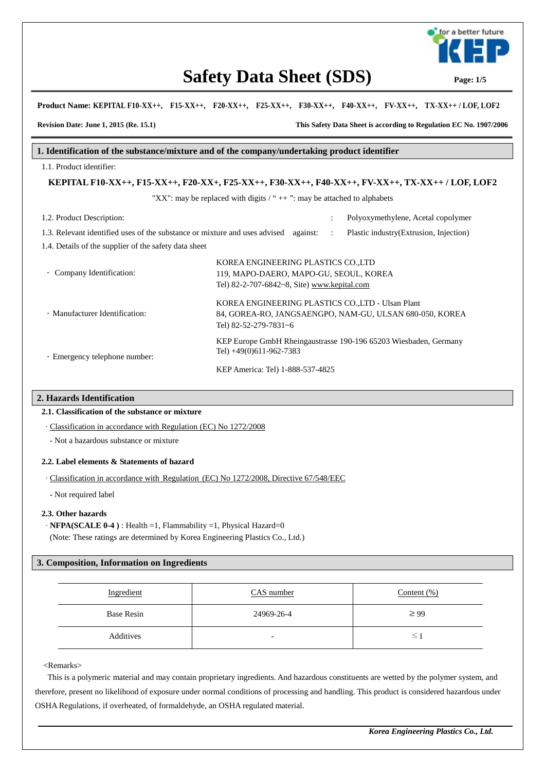# Safety Data Sheet (SDS)

**Product Name: KEPITAL F10-XX++, F15-XX++, F20-XX++, F25-XX++, F30-XX++, F40-XX++, FV-XX++, TX-XX++ / LOF, LOF2**

**Revision Date: June 1, 2015 (Re. 15.1)**

**This Safety Data Sheet is according to Regulation EC No. 1907/2006**

## 1. Identification of the substance/mixture and of the company/undertaking product identifier

1.1. Product identifier:

**KEPITAL F10-XX++, F15-XX++, F20-XX+, F25-XX++, F30-XX++, F40-XX++, FV-XX++, TX-XX++ / LOF, LOF2**

"XX": may be replaced with digits / " ++ ": may be attached to alphabets

1.2. Product Description: : Polyoxymethylene, Acetal copolymer

1.3. Relevant identified uses of the substance or mixture and uses advised against: : Plastic industry(Extrusion, Injection)

1.4. Details of the supplier of the safety data sheet

- Company Identification: KOREA ENGINEERING PLASTICS CO.,LTD
  119, MAPO-DAERO, MAPO-GU, SEOUL, KOREA
  Tel) 82-2-707-6842~8, Site) www.kepital.com
- Manufacturer Identification: KOREA ENGINEERING PLASTICS CO.,LTD - Ulsan Plant
  84, GOREA-RO, JANGSAENGPO, NAM-GU, ULSAN 680-050, KOREA
  Tel) 82-52-279-7831~6
- Emergency telephone number: KEP Europe GmbH Rheingaustrasse 190-196 65203 Wiesbaden, Germany
  Tel) +49(0)611-962-7383
  KEP America: Tel) 1-888-537-4825

## 2. Hazards Identification

**2.1. Classification of the substance or mixture**

· Classification in accordance with Regulation (EC) No 1272/2008

- Not a hazardous substance or mixture

**2.2. Label elements & Statements of hazard**

· Classification in accordance with Regulation (EC) No 1272/2008, Directive 67/548/EEC

- Not required label

**2.3. Other hazards**

· **NFPA(SCALE 0-4 )** : Health =1, Flammability =1, Physical Hazard=0
(Note: These ratings are determined by Korea Engineering Plastics Co., Ltd.)

## 3. Composition, Information on Ingredients

| Ingredient | CAS number | Content (%) |
|---|---|---|
| Base Resin | 24969-26-4 | ≥ 99 |
| Additives | - | ≤ 1 |

<Remarks>

This is a polymeric material and may contain proprietary ingredients. And hazardous constituents are wetted by the polymer system, and therefore, present no likelihood of exposure under normal conditions of processing and handling. This product is considered hazardous under OSHA Regulations, if overheated, of formaldehyde, an OSHA regulated material.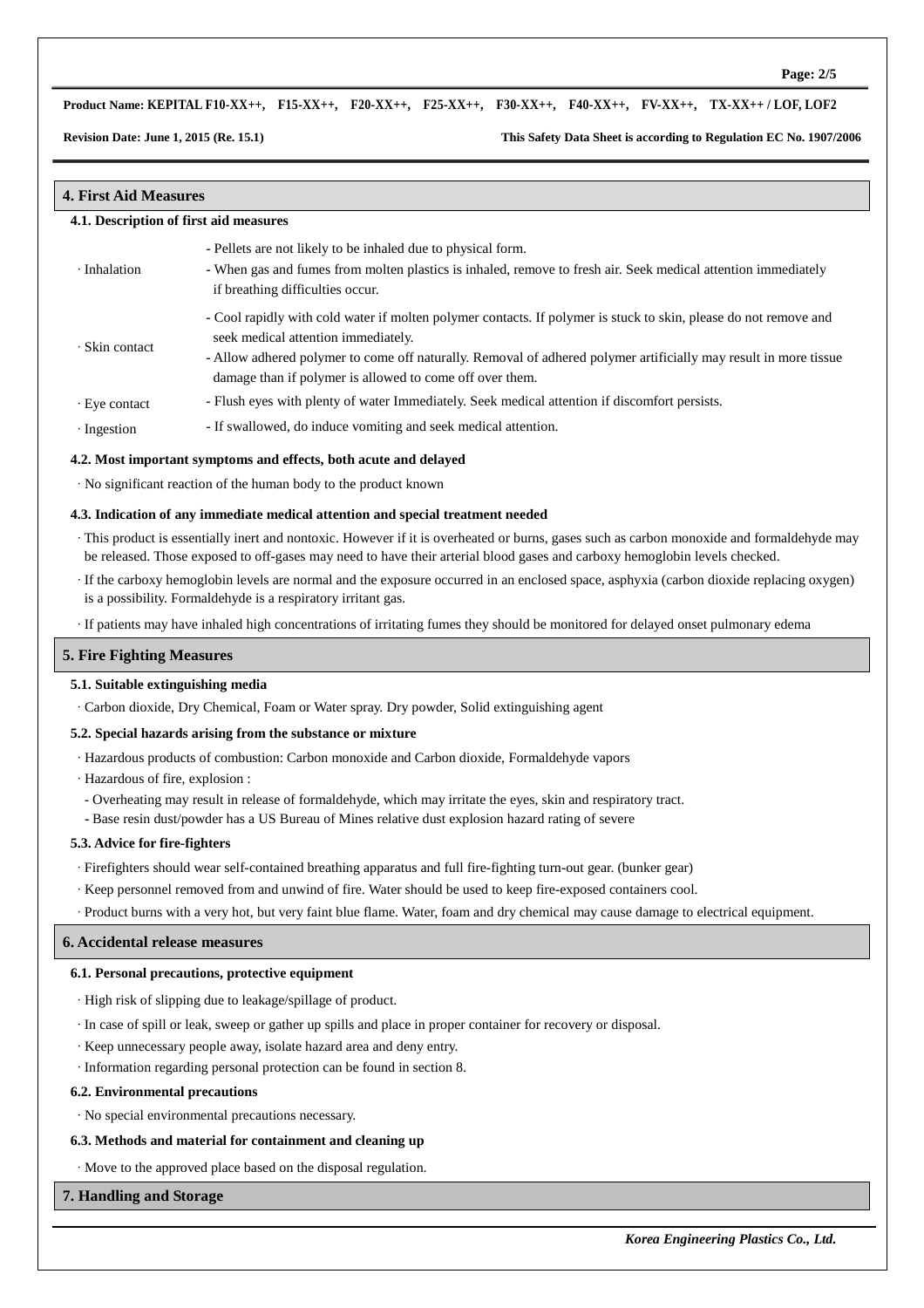## 4. First Aid Measures

### 4.1. Description of first aid measures

| | |
|---|---|
| · Inhalation | - Pellets are not likely to be inhaled due to physical form.<br>- When gas and fumes from molten plastics is inhaled, remove to fresh air. Seek medical attention immediately if breathing difficulties occur. |
| · Skin contact | - Cool rapidly with cold water if molten polymer contacts. If polymer is stuck to skin, please do not remove and seek medical attention immediately.<br>- Allow adhered polymer to come off naturally. Removal of adhered polymer artificially may result in more tissue damage than if polymer is allowed to come off over them. |
| · Eye contact | - Flush eyes with plenty of water Immediately. Seek medical attention if discomfort persists. |
| · Ingestion | - If swallowed, do induce vomiting and seek medical attention. |

### 4.2. Most important symptoms and effects, both acute and delayed

· No significant reaction of the human body to the product known

### 4.3. Indication of any immediate medical attention and special treatment needed

· This product is essentially inert and nontoxic. However if it is overheated or burns, gases such as carbon monoxide and formaldehyde may be released. Those exposed to off-gases may need to have their arterial blood gases and carboxy hemoglobin levels checked.

· If the carboxy hemoglobin levels are normal and the exposure occurred in an enclosed space, asphyxia (carbon dioxide replacing oxygen) is a possibility. Formaldehyde is a respiratory irritant gas.

· If patients may have inhaled high concentrations of irritating fumes they should be monitored for delayed onset pulmonary edema

## 5. Fire Fighting Measures

### 5.1. Suitable extinguishing media

· Carbon dioxide, Dry Chemical, Foam or Water spray. Dry powder, Solid extinguishing agent

### 5.2. Special hazards arising from the substance or mixture

· Hazardous products of combustion: Carbon monoxide and Carbon dioxide, Formaldehyde vapors

· Hazardous of fire, explosion :

- Overheating may result in release of formaldehyde, which may irritate the eyes, skin and respiratory tract.
- Base resin dust/powder has a US Bureau of Mines relative dust explosion hazard rating of severe

### 5.3. Advice for fire-fighters

· Firefighters should wear self-contained breathing apparatus and full fire-fighting turn-out gear. (bunker gear)

· Keep personnel removed from and unwind of fire. Water should be used to keep fire-exposed containers cool.

· Product burns with a very hot, but very faint blue flame. Water, foam and dry chemical may cause damage to electrical equipment.

## 6. Accidental release measures

### 6.1. Personal precautions, protective equipment

· High risk of slipping due to leakage/spillage of product.

· In case of spill or leak, sweep or gather up spills and place in proper container for recovery or disposal.

· Keep unnecessary people away, isolate hazard area and deny entry.

· Information regarding personal protection can be found in section 8.

### 6.2. Environmental precautions

· No special environmental precautions necessary.

### 6.3. Methods and material for containment and cleaning up

· Move to the approved place based on the disposal regulation.

## 7. Handling and Storage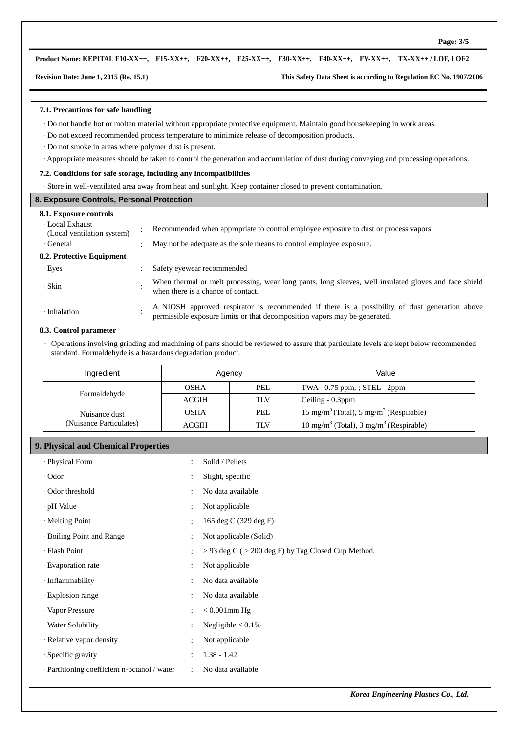### 7.1. Precautions for safe handling

- Do not handle hot or molten material without appropriate protective equipment. Maintain good housekeeping in work areas.
- Do not exceed recommended process temperature to minimize release of decomposition products.
- Do not smoke in areas where polymer dust is present.
- Appropriate measures should be taken to control the generation and accumulation of dust during conveying and processing operations.

### 7.2. Conditions for safe storage, including any incompatibilities

- Store in well-ventilated area away from heat and sunlight. Keep container closed to prevent contamination.

## 8. Exposure Controls, Personal Protection

### 8.1. Exposure controls

- Local Exhaust (Local ventilation system) : Recommended when appropriate to control employee exposure to dust or process vapors.
- General : May not be adequate as the sole means to control employee exposure.

### 8.2. Protective Equipment

- Eyes : Safety eyewear recommended
- Skin : When thermal or melt processing, wear long pants, long sleeves, well insulated gloves and face shield when there is a chance of contact.
- Inhalation : A NIOSH approved respirator is recommended if there is a possibility of dust generation above permissible exposure limits or that decomposition vapors may be generated.

### 8.3. Control parameter

- Operations involving grinding and machining of parts should be reviewed to assure that particulate levels are kept below recommended standard. Formaldehyde is a hazardous degradation product.

| Ingredient | Agency | | Value |
|---|---|---|---|
| Formaldehyde | OSHA | PEL | TWA - 0.75 ppm, ; STEL - 2ppm |
| | ACGIH | TLV | Ceiling - 0.3ppm |
| Nuisance dust (Nuisance Particulates) | OSHA | PEL | 15 $mg/m^3$ (Total), 5 $mg/m^3$ (Respirable) |
| | ACGIH | TLV | 10 $mg/m^3$ (Total), 3 $mg/m^3$ (Respirable) |

## 9. Physical and Chemical Properties

- Physical Form : Solid / Pellets
- Odor : Slight, specific
- Odor threshold : No data available
- pH Value : Not applicable
- Melting Point : 165 deg C (329 deg F)
- Boiling Point and Range : Not applicable (Solid)
- Flash Point : > 93 deg C ( > 200 deg F) by Tag Closed Cup Method.
- Evaporation rate : Not applicable
- Inflammability : No data available
- Explosion range : No data available
- Vapor Pressure : < 0.001mm Hg
- Water Solubility : Negligible < 0.1%
- Relative vapor density : Not applicable
- Specific gravity : 1.38 - 1.42
- Partitioning coefficient n-octanol / water : No data available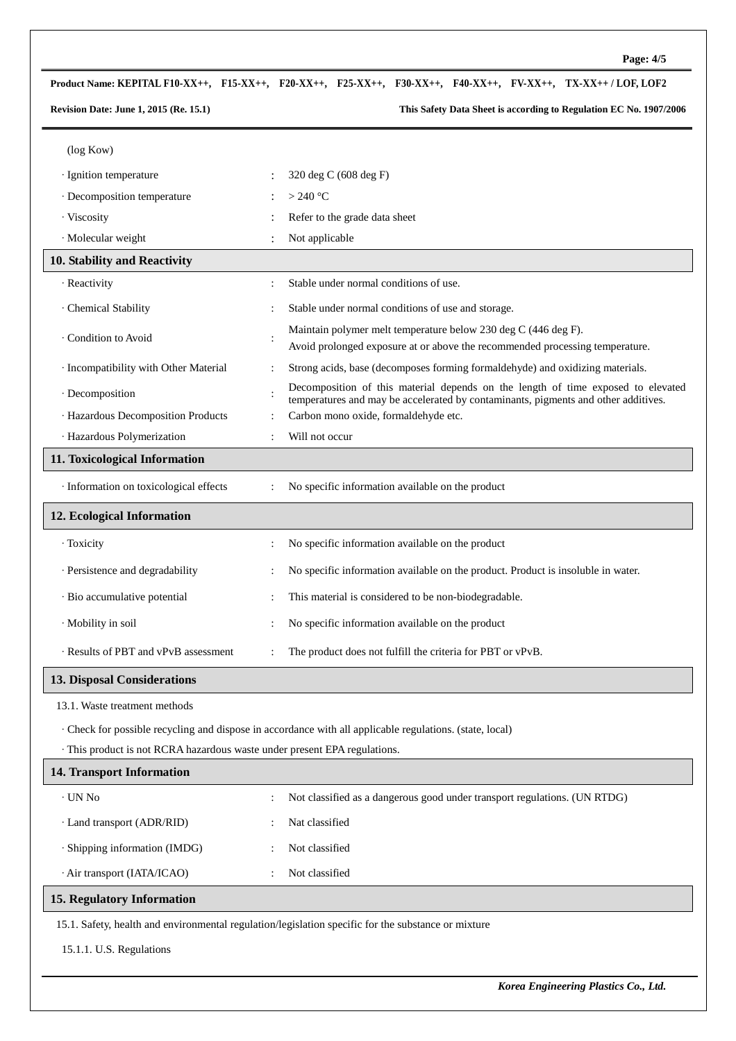| | | |
|---|---|---|
| (log Kow) | | |
| · Ignition temperature | : | 320 deg C (608 deg F) |
| · Decomposition temperature | : | > 240 °C |
| · Viscosity | : | Refer to the grade data sheet |
| · Molecular weight | : | Not applicable |

## 10. Stability and Reactivity

| | | |
|---|---|---|
| · Reactivity | : | Stable under normal conditions of use. |
| · Chemical Stability | : | Stable under normal conditions of use and storage. |
| · Condition to Avoid | : | Maintain polymer melt temperature below 230 deg C (446 deg F). Avoid prolonged exposure at or above the recommended processing temperature. |
| · Incompatibility with Other Material | : | Strong acids, base (decomposes forming formaldehyde) and oxidizing materials. |
| · Decomposition | : | Decomposition of this material depends on the length of time exposed to elevated temperatures and may be accelerated by contaminants, pigments and other additives. |
| · Hazardous Decomposition Products | : | Carbon mono oxide, formaldehyde etc. |
| · Hazardous Polymerization | : | Will not occur |

## 11. Toxicological Information

| | | |
|---|---|---|
| · Information on toxicological effects | : | No specific information available on the product |

## 12. Ecological Information

| | | |
|---|---|---|
| · Toxicity | : | No specific information available on the product |
| · Persistence and degradability | : | No specific information available on the product. Product is insoluble in water. |
| · Bio accumulative potential | : | This material is considered to be non-biodegradable. |
| · Mobility in soil | : | No specific information available on the product |
| · Results of PBT and vPvB assessment | : | The product does not fulfill the criteria for PBT or vPvB. |

## 13. Disposal Considerations

13.1. Waste treatment methods

· Check for possible recycling and dispose in accordance with all applicable regulations. (state, local)

· This product is not RCRA hazardous waste under present EPA regulations.

## 14. Transport Information

| | | |
|---|---|---|
| · UN No | : | Not classified as a dangerous good under transport regulations. (UN RTDG) |
| · Land transport (ADR/RID) | : | Nat classified |
| · Shipping information (IMDG) | : | Not classified |
| · Air transport (IATA/ICAO) | : | Not classified |

## 15. Regulatory Information

15.1. Safety, health and environmental regulation/legislation specific for the substance or mixture

15.1.1. U.S. Regulations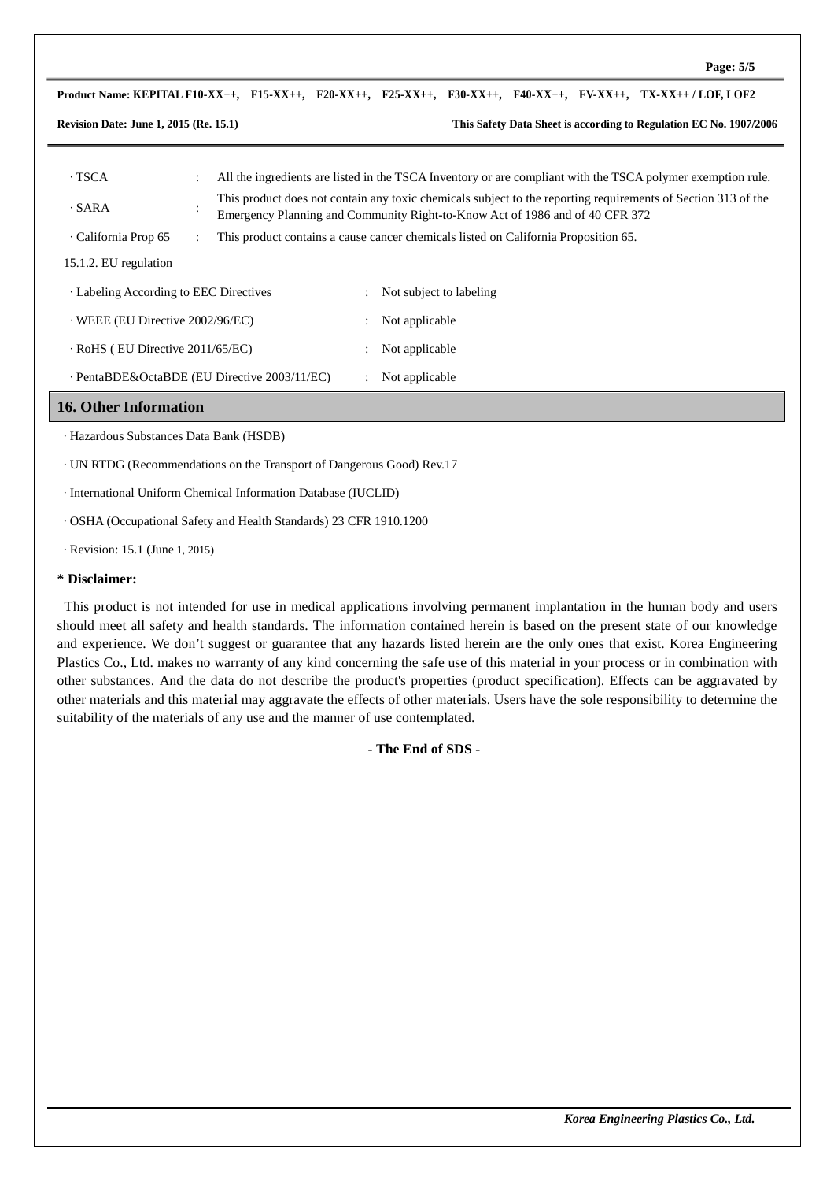| | | |
|---|---|---|
| · TSCA | : | All the ingredients are listed in the TSCA Inventory or are compliant with the TSCA polymer exemption rule. |
| · SARA | : | This product does not contain any toxic chemicals subject to the reporting requirements of Section 313 of the Emergency Planning and Community Right-to-Know Act of 1986 and of 40 CFR 372 |
| · California Prop 65 | : | This product contains a cause cancer chemicals listed on California Proposition 65. |

15.1.2. EU regulation

| | | |
|---|---|---|
| · Labeling According to EEC Directives | : | Not subject to labeling |
| · WEEE (EU Directive 2002/96/EC) | : | Not applicable |
| · RoHS ( EU Directive 2011/65/EC) | : | Not applicable |
| · PentaBDE&OctaBDE (EU Directive 2003/11/EC) | : | Not applicable |

## 16. Other Information

· Hazardous Substances Data Bank (HSDB)

· UN RTDG (Recommendations on the Transport of Dangerous Good) Rev.17

· International Uniform Chemical Information Database (IUCLID)

· OSHA (Occupational Safety and Health Standards) 23 CFR 1910.1200

· Revision: 15.1 (June 1, 2015)

**\* Disclaimer:**

This product is not intended for use in medical applications involving permanent implantation in the human body and users should meet all safety and health standards. The information contained herein is based on the present state of our knowledge and experience. We don't suggest or guarantee that any hazards listed herein are the only ones that exist. Korea Engineering Plastics Co., Ltd. makes no warranty of any kind concerning the safe use of this material in your process or in combination with other substances. And the data do not describe the product's properties (product specification). Effects can be aggravated by other materials and this material may aggravate the effects of other materials. Users have the sole responsibility to determine the suitability of the materials of any use and the manner of use contemplated.

**- The End of SDS -**